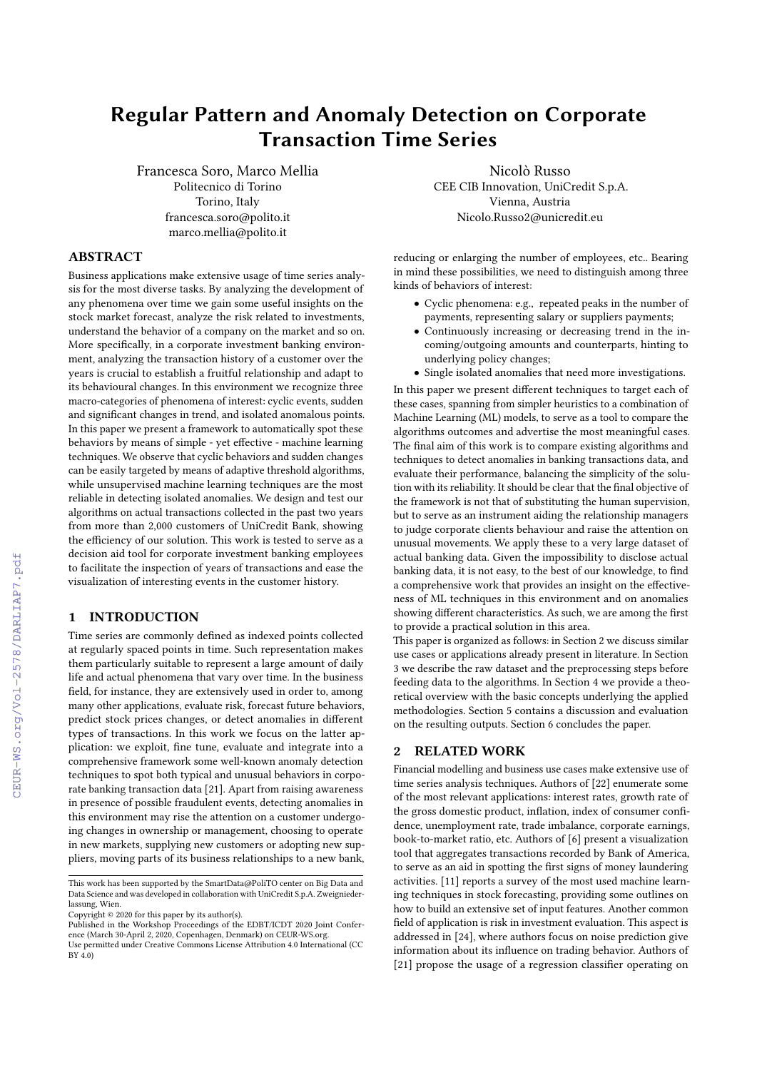# Regular Pattern and Anomaly Detection on Corporate Transaction Time Series

Francesca Soro, Marco Mellia
Politecnico di Torino
Torino, Italy
francesca.soro@polito.it
marco.mellia@polito.it

Nicolò Russo
CEE CIB Innovation, UniCredit S.p.A.
Vienna, Austria
Nicolo.Russo2@unicredit.eu

## ABSTRACT

Business applications make extensive usage of time series analysis for the most diverse tasks. By analyzing the development of any phenomena over time we gain some useful insights on the stock market forecast, analyze the risk related to investments, understand the behavior of a company on the market and so on. More specifically, in a corporate investment banking environment, analyzing the transaction history of a customer over the years is crucial to establish a fruitful relationship and adapt to its behavioural changes. In this environment we recognize three macro-categories of phenomena of interest: cyclic events, sudden and significant changes in trend, and isolated anomalous points. In this paper we present a framework to automatically spot these behaviors by means of simple - yet effective - machine learning techniques. We observe that cyclic behaviors and sudden changes can be easily targeted by means of adaptive threshold algorithms, while unsupervised machine learning techniques are the most reliable in detecting isolated anomalies. We design and test our algorithms on actual transactions collected in the past two years from more than 2,000 customers of UniCredit Bank, showing the efficiency of our solution. This work is tested to serve as a decision aid tool for corporate investment banking employees to facilitate the inspection of years of transactions and ease the visualization of interesting events in the customer history.

## 1 INTRODUCTION

Time series are commonly defined as indexed points collected at regularly spaced points in time. Such representation makes them particularly suitable to represent a large amount of daily life and actual phenomena that vary over time. In the business field, for instance, they are extensively used in order to, among many other applications, evaluate risk, forecast future behaviors, predict stock prices changes, or detect anomalies in different types of transactions. In this work we focus on the latter application: we exploit, fine tune, evaluate and integrate into a comprehensive framework some well-known anomaly detection techniques to spot both typical and unusual behaviors in corporate banking transaction data [21]. Apart from raising awareness in presence of possible fraudulent events, detecting anomalies in this environment may rise the attention on a customer undergoing changes in ownership or management, choosing to operate in new markets, supplying new customers or adopting new suppliers, moving parts of its business relationships to a new bank, reducing or enlarging the number of employees, etc.. Bearing in mind these possibilities, we need to distinguish among three kinds of behaviors of interest:

- Cyclic phenomena: e.g., repeated peaks in the number of payments, representing salary or suppliers payments;
- Continuously increasing or decreasing trend in the incoming/outgoing amounts and counterparts, hinting to underlying policy changes;
- Single isolated anomalies that need more investigations.

In this paper we present different techniques to target each of these cases, spanning from simpler heuristics to a combination of Machine Learning (ML) models, to serve as a tool to compare the algorithms outcomes and advertise the most meaningful cases. The final aim of this work is to compare existing algorithms and techniques to detect anomalies in banking transactions data, and evaluate their performance, balancing the simplicity of the solution with its reliability. It should be clear that the final objective of the framework is not that of substituting the human supervision, but to serve as an instrument aiding the relationship managers to judge corporate clients behaviour and raise the attention on unusual movements. We apply these to a very large dataset of actual banking data. Given the impossibility to disclose actual banking data, it is not easy, to the best of our knowledge, to find a comprehensive work that provides an insight on the effectiveness of ML techniques in this environment and on anomalies showing different characteristics. As such, we are among the first to provide a practical solution in this area.

This paper is organized as follows: in Section 2 we discuss similar use cases or applications already present in literature. In Section 3 we describe the raw dataset and the preprocessing steps before feeding data to the algorithms. In Section 4 we provide a theoretical overview with the basic concepts underlying the applied methodologies. Section 5 contains a discussion and evaluation on the resulting outputs. Section 6 concludes the paper.

## 2 RELATED WORK

Financial modelling and business use cases make extensive use of time series analysis techniques. Authors of [22] enumerate some of the most relevant applications: interest rates, growth rate of the gross domestic product, inflation, index of consumer confidence, unemployment rate, trade imbalance, corporate earnings, book-to-market ratio, etc. Authors of [6] present a visualization tool that aggregates transactions recorded by Bank of America, to serve as an aid in spotting the first signs of money laundering activities. [11] reports a survey of the most used machine learning techniques in stock forecasting, providing some outlines on how to build an extensive set of input features. Another common field of application is risk in investment evaluation. This aspect is addressed in [24], where authors focus on noise prediction give information about its influence on trading behavior. Authors of [21] propose the usage of a regression classifier operating on

This work has been supported by the SmartData@PoliTO center on Big Data and Data Science and was developed in collaboration with UniCredit S.p.A. Zweigniederlassung, Wien.

Copyright © 2020 for this paper by its author(s).

Published in the Workshop Proceedings of the EDBT/ICDT 2020 Joint Conference (March 30-April 2, 2020, Copenhagen, Denmark) on CEUR-WS.org.

Use permitted under Creative Commons License Attribution 4.0 International (CC BY 4.0)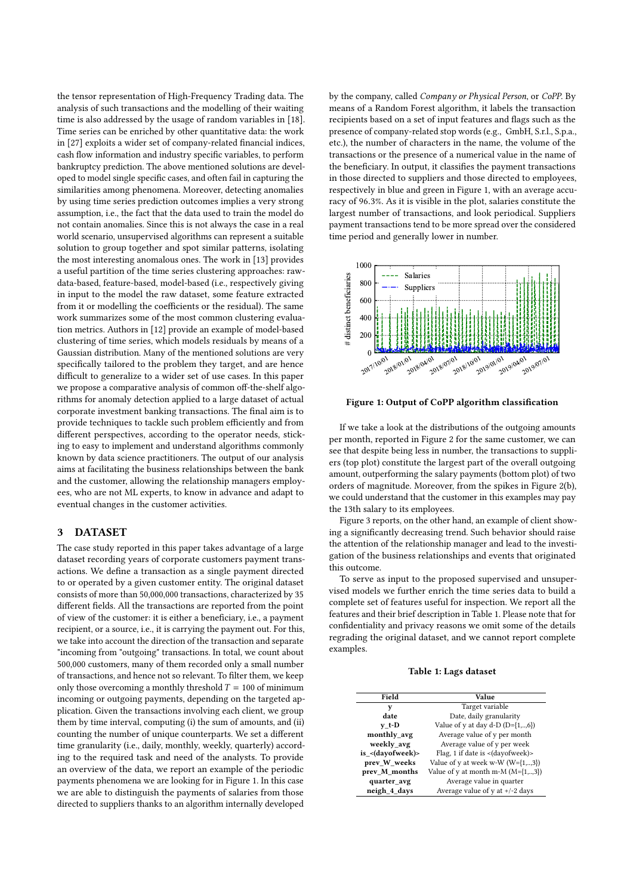the tensor representation of High-Frequency Trading data. The analysis of such transactions and the modelling of their waiting time is also addressed by the usage of random variables in [18]. Time series can be enriched by other quantitative data: the work in [27] exploits a wider set of company-related financial indices, cash flow information and industry specific variables, to perform bankruptcy prediction. The above mentioned solutions are developed to model single specific cases, and often fail in capturing the similarities among phenomena. Moreover, detecting anomalies by using time series prediction outcomes implies a very strong assumption, i.e., the fact that the data used to train the model do not contain anomalies. Since this is not always the case in a real world scenario, unsupervised algorithms can represent a suitable solution to group together and spot similar patterns, isolating the most interesting anomalous ones. The work in [13] provides a useful partition of the time series clustering approaches: raw-data-based, feature-based, model-based (i.e., respectively giving in input to the model the raw dataset, some feature extracted from it or modelling the coefficients or the residual). The same work summarizes some of the most common clustering evaluation metrics. Authors in [12] provide an example of model-based clustering of time series, which models residuals by means of a Gaussian distribution. Many of the mentioned solutions are very specifically tailored to the problem they target, and are hence difficult to generalize to a wider set of use cases. In this paper we propose a comparative analysis of common off-the-shelf algorithms for anomaly detection applied to a large dataset of actual corporate investment banking transactions. The final aim is to provide techniques to tackle such problem efficiently and from different perspectives, according to the operator needs, sticking to easy to implement and understand algorithms commonly known by data science practitioners. The output of our analysis aims at facilitating the business relationships between the bank and the customer, allowing the relationship managers employees, who are not ML experts, to know in advance and adapt to eventual changes in the customer activities.

## 3 DATASET

The case study reported in this paper takes advantage of a large dataset recording years of corporate customers payment transactions. We define a transaction as a single payment directed to or operated by a given customer entity. The original dataset consists of more than 50,000,000 transactions, characterized by 35 different fields. All the transactions are reported from the point of view of the customer: it is either a beneficiary, i.e., a payment recipient, or a source, i.e., it is carrying the payment out. For this, we take into account the direction of the transaction and separate "incoming from "outgoing" transactions. In total, we count about 500,000 customers, many of them recorded only a small number of transactions, and hence not so relevant. To filter them, we keep only those overcoming a monthly threshold $T = 100$ of minimum incoming or outgoing payments, depending on the targeted application. Given the transactions involving each client, we group them by time interval, computing (i) the sum of amounts, and (ii) counting the number of unique counterparts. We set a different time granularity (i.e., daily, monthly, weekly, quarterly) according to the required task and need of the analysts. To provide an overview of the data, we report an example of the periodic payments phenomena we are looking for in Figure 1. In this case we are able to distinguish the payments of salaries from those directed to suppliers thanks to an algorithm internally developed by the company, called *Company or Physical Person*, or *CoPP*. By means of a Random Forest algorithm, it labels the transaction recipients based on a set of input features and flags such as the presence of company-related stop words (e.g., GmbH, S.r.l., S.p.a., etc.), the number of characters in the name, the volume of the transactions or the presence of a numerical value in the name of the beneficiary. In output, it classifies the payment transactions in those directed to suppliers and those directed to employees, respectively in blue and green in Figure 1, with an average accuracy of 96.3%. As it is visible in the plot, salaries constitute the largest number of transactions, and look periodical. Suppliers payment transactions tend to be more spread over the considered time period and generally lower in number.

**Figure 1: Output of CoPP algorithm classification**

If we take a look at the distributions of the outgoing amounts per month, reported in Figure 2 for the same customer, we can see that despite being less in number, the transactions to suppliers (top plot) constitute the largest part of the overall outgoing amount, outperforming the salary payments (bottom plot) of two orders of magnitude. Moreover, from the spikes in Figure 2(b), we could understand that the customer in this examples may pay the 13th salary to its employees.

Figure 3 reports, on the other hand, an example of client showing a significantly decreasing trend. Such behavior should raise the attention of the relationship manager and lead to the investigation of the business relationships and events that originated this outcome.

To serve as input to the proposed supervised and unsupervised models we further enrich the time series data to build a complete set of features useful for inspection. We report all the features and their brief description in Table 1. Please note that for confidentiality and privacy reasons we omit some of the details regrading the original dataset, and we cannot report complete examples.

**Table 1: Lags dataset**

| Field | Value |
|---|---|
| **y** | Target variable |
| **date** | Date, daily granularity |
| **y_t-D** | Value of y at day d-D (D={1,...,6}) |
| **monthly_avg** | Average value of y per month |
| **weekly_avg** | Average value of y per week |
| **is_<(dayofweek)>** | Flag, 1 if date is <(dayofweek)> |
| **prev_W_weeks** | Value of y at week w-W (W={1,...,3}) |
| **prev_M_months** | Value of y at month m-M (M={1,...,3}) |
| **quarter_avg** | Average value in quarter |
| **neigh_4_days** | Average value of y at +/-2 days |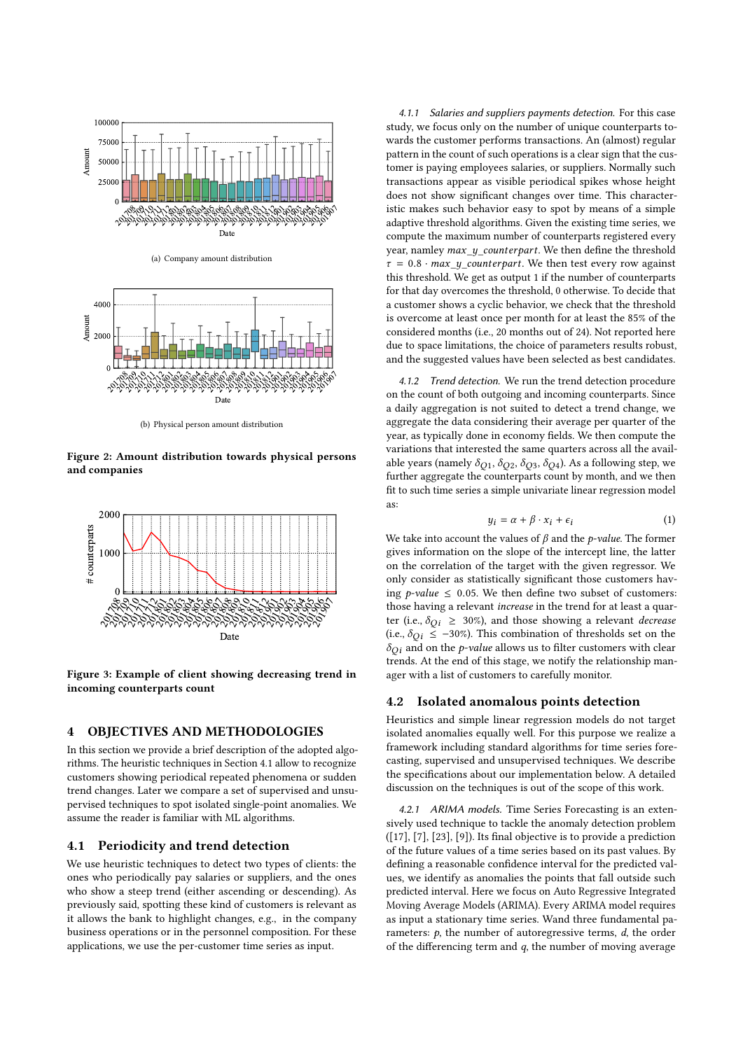(a) Company amount distribution

(b) Physical person amount distribution

**Figure 2: Amount distribution towards physical persons and companies**

**Figure 3: Example of client showing decreasing trend in incoming counterparts count**

## 4 OBJECTIVES AND METHODOLOGIES

In this section we provide a brief description of the adopted algorithms. The heuristic techniques in Section 4.1 allow to recognize customers showing periodical repeated phenomena or sudden trend changes. Later we compare a set of supervised and unsupervised techniques to spot isolated single-point anomalies. We assume the reader is familiar with ML algorithms.

### 4.1 Periodicity and trend detection

We use heuristic techniques to detect two types of clients: the ones who periodically pay salaries or suppliers, and the ones who show a steep trend (either ascending or descending). As previously said, spotting these kind of customers is relevant as it allows the bank to highlight changes, e.g., in the company business operations or in the personnel composition. For these applications, we use the per-customer time series as input.

*4.1.1 Salaries and suppliers payments detection.* For this case study, we focus only on the number of unique counterparts towards the customer performs transactions. An (almost) regular pattern in the count of such operations is a clear sign that the customer is paying employees salaries, or suppliers. Normally such transactions appear as visible periodical spikes whose height does not show significant changes over time. This characteristic makes such behavior easy to spot by means of a simple adaptive threshold algorithms. Given the existing time series, we compute the maximum number of counterparts registered every year, namley $max\_y\_counterpart$. We then define the threshold $\tau = 0.8 \cdot max\_y\_counterpart$. We then test every row against this threshold. We get as output 1 if the number of counterparts for that day overcomes the threshold, 0 otherwise. To decide that a customer shows a cyclic behavior, we check that the threshold is overcome at least once per month for at least the 85% of the considered months (i.e., 20 months out of 24). Not reported here due to space limitations, the choice of parameters results robust, and the suggested values have been selected as best candidates.

*4.1.2 Trend detection.* We run the trend detection procedure on the count of both outgoing and incoming counterparts. Since a daily aggregation is not suited to detect a trend change, we aggregate the data considering their average per quarter of the year, as typically done in economy fields. We then compute the variations that interested the same quarters across all the available years (namely $\delta_{Q1}$, $\delta_{Q2}$, $\delta_{Q3}$, $\delta_{Q4}$). As a following step, we further aggregate the counterparts count by month, and we then fit to such time series a simple univariate linear regression model as:

$$y_i = \alpha + \beta \cdot x_i + \epsilon_i \tag{1}$$

We take into account the values of $\beta$ and the *p-value*. The former gives information on the slope of the intercept line, the latter on the correlation of the target with the given regressor. We only consider as statistically significant those customers having *p-value* $\leq 0.05$. We then define two subset of customers: those having a relevant *increase* in the trend for at least a quarter (i.e., $\delta_{Qi} \geq 30\%$), and those showing a relevant *decrease* (i.e., $\delta_{Qi} \leq -30\%$). This combination of thresholds set on the $\delta_{Qi}$ and on the *p-value* allows us to filter customers with clear trends. At the end of this stage, we notify the relationship manager with a list of customers to carefully monitor.

### 4.2 Isolated anomalous points detection

Heuristics and simple linear regression models do not target isolated anomalies equally well. For this purpose we realize a framework including standard algorithms for time series forecasting, supervised and unsupervised techniques. We describe the specifications about our implementation below. A detailed discussion on the techniques is out of the scope of this work.

*4.2.1 ARIMA models.* Time Series Forecasting is an extensively used technique to tackle the anomaly detection problem ([17], [7], [23], [9]). Its final objective is to provide a prediction of the future values of a time series based on its past values. By defining a reasonable confidence interval for the predicted values, we identify as anomalies the points that fall outside such predicted interval. Here we focus on Auto Regressive Integrated Moving Average Models (ARIMA). Every ARIMA model requires as input a stationary time series. Wand three fundamental parameters: $p$, the number of autoregressive terms, $d$, the order of the differencing term and $q$, the number of moving average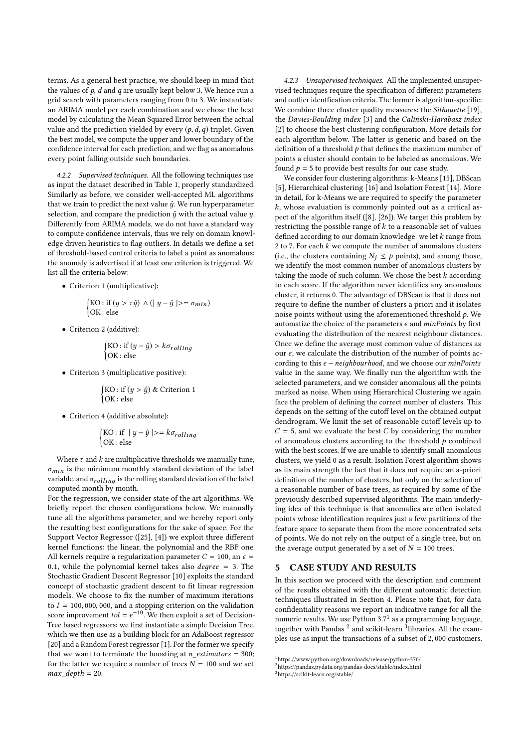terms. As a general best practice, we should keep in mind that the values of $p$, $d$ and $q$ are usually kept below 3. We hence run a grid search with parameters ranging from 0 to 3. We instantiate an ARIMA model per each combination and we chose the best model by calculating the Mean Squared Error between the actual value and the prediction yielded by every $(p, d, q)$ triplet. Given the best model, we compute the upper and lower boundary of the confidence interval for each prediction, and we flag as anomalous every point falling outside such boundaries.

#### 4.2.2 Supervised techniques.

All the following techniques use as input the dataset described in Table 1, properly standardized. Similarly as before, we consider well-accepted ML algorithms that we train to predict the next value $\hat{y}$. We run hyperparameter selection, and compare the prediction $\hat{y}$ with the actual value $y$. Differently from ARIMA models, we do not have a standard way to compute confidence intervals, thus we rely on domain knowledge driven heuristics to flag outliers. In details we define a set of threshold-based control criteria to label a point as anomalous: the anomaly is advertised if at least one criterion is triggered. We list all the criteria below:

- Criterion 1 (multiplicative):

$$\begin{cases} \text{KO : if } (y > \tau\hat{y}) \land (\mid y - \hat{y} \mid >= \sigma_{min}) \\ \text{OK : else} \end{cases}$$

- Criterion 2 (additive):

$$\begin{cases} \text{KO : if } (y - \hat{y}) > k\sigma_{rolling} \\ \text{OK : else} \end{cases}$$

- Criterion 3 (multiplicative positive):

$$\begin{cases} \text{KO : if } (y > \hat{y}) \text{ \& Criterion 1} \\ \text{OK : else} \end{cases}$$

- Criterion 4 (additive absolute):

$$\begin{cases} \text{KO : if } \mid y - \hat{y} \mid >= k\sigma_{rolling} \\ \text{OK : else} \end{cases}$$

Where $\tau$ and $k$ are multiplicative thresholds we manually tune, $\sigma_{min}$ is the minimum monthly standard deviation of the label variable, and $\sigma_{rolling}$ is the rolling standard deviation of the label computed month by month.

For the regression, we consider state of the art algorithms. We briefly report the chosen configurations below. We manually tune all the algorithms parameter, and we hereby report only the resulting best configurations for the sake of space. For the Support Vector Regressor ([25], [4]) we exploit three different kernel functions: the linear, the polynomial and the RBF one. All kernels require a regularization parameter $C = 100$, an $\epsilon = 0.1$, while the polynomial kernel takes also $degree = 3$. The Stochastic Gradient Descent Regressor [10] exploits the standard concept of stochastic gradient descent to fit linear regression models. We choose to fix the number of maximum iterations to $I = 100,000,000$, and a stopping criterion on the validation score improvement $tol = e^{-10}$. We then exploit a set of Decision-Tree based regressors: we first instantiate a simple Decision Tree, which we then use as a building block for an AdaBoost regressor [20] and a Random Forest regressor [1]. For the former we specify that we want to terminate the boosting at $n\_estimators = 300$; for the latter we require a number of trees $N = 100$ and we set $max\_depth = 20$.

#### 4.2.3 Unsupervised techniques.

All the implemented unsupervised techniques require the specification of different parameters and outlier identfication criteria. The former is algorithm-specific: We combine three cluster quality measures: the *Silhouette* [19], the *Davies-Boulding index* [3] and the *Calinski-Harabasz index* [2] to choose the best clustering configuration. More details for each algorithm below. The latter is generic and based on the definition of a threshold $p$ that defines the maximum number of points a cluster should contain to be labeled as anomalous. We found $p = 5$ to provide best results for our case study.

We consider four clustering algorithms: k-Means [15], DBScan [5], Hierarchical clustering [16] and Isolation Forest [14]. More in detail, for k-Means we are required to specify the parameter $k$, whose evaluation is commonly pointed out as a critical aspect of the algorithm itself ([8], [26]). We target this problem by restricting the possible range of $k$ to a reasonable set of values defined according to our domain knowledge: we let $k$ range from 2 to 7. For each $k$ we compute the number of anomalous clusters (i.e., the clusters containing $N_j \leq p$ points), and among those, we identify the most common number of anomalous clusters by taking the mode of such column. We chose the best $k$ according to each score. If the algorithm never identifies any anomalous cluster, it returns 0. The advantage of DBScan is that it does not require to define the number of clusters a priori and it isolates noise points without using the aforementioned threshold $p$. We automatize the choice of the parameters $\epsilon$ and $minPoints$ by first evaluating the distribution of the nearest neighbour distances. Once we define the average most common value of distances as our $\epsilon$, we calculate the distribution of the number of points according to this $\epsilon - neighbourhood$, and we choose our $minPoints$ value in the same way. We finally run the algorithm with the selected parameters, and we consider anomalous all the points marked as noise. When using Hierarchical Clustering we again face the problem of defining the correct number of clusters. This depends on the setting of the cutoff level on the obtained output dendrogram. We limit the set of reasonable cutoff levels up to $C = 5$, and we evaluate the best $C$ by considering the number of anomalous clusters according to the threshold $p$ combined with the best scores. If we are unable to identify small anomalous clusters, we yield 0 as a result. Isolation Forest algorithm shows as its main strength the fact that it does not require an a-priori definition of the number of clusters, but only on the selection of a reasonable number of base trees, as required by some of the previously described supervised algorithms. The main underlying idea of this technique is that anomalies are often isolated points whose identification requires just a few partitions of the feature space to separate them from the more concentrated sets of points. We do not rely on the output of a single tree, but on the average output generated by a set of $N = 100$ trees.

## 5 CASE STUDY AND RESULTS

In this section we proceed with the description and comment of the results obtained with the different automatic detection techniques illustrated in Section 4. Please note that, for data confidentiality reasons we report an indicative range for all the numeric results. We use Python 3.7[1] as a programming language, together with Pandas [2] and scikit-learn [3] libraries. All the examples use as input the transactions of a subset of 2,000 customers.

[1] https://www.python.org/downloads/release/python-370/
[2] https://pandas.pydata.org/pandas-docs/stable/index.html
[3] https://scikit-learn.org/stable/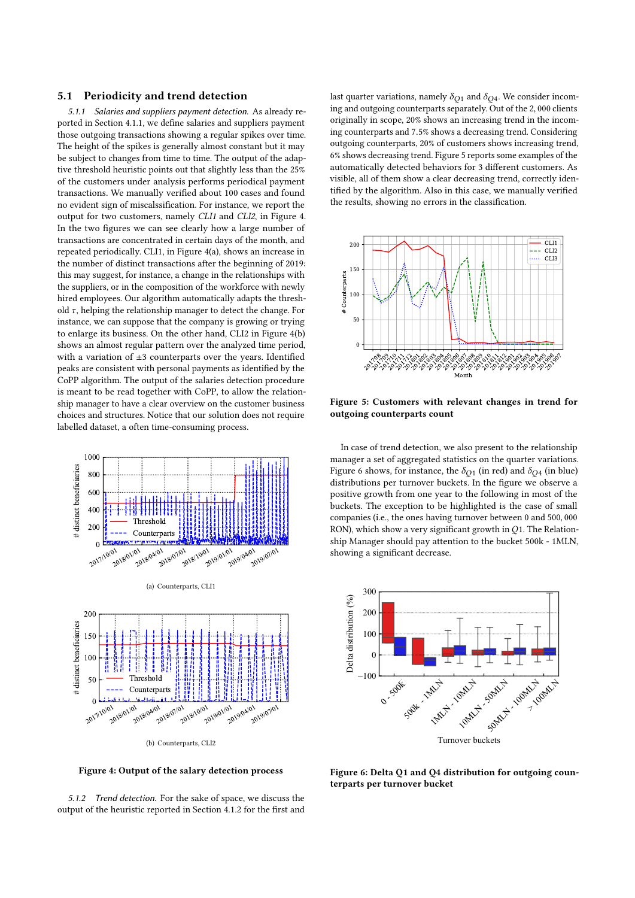## 5.1 Periodicity and trend detection

*5.1.1 Salaries and suppliers payment detection.* As already reported in Section 4.1.1, we define salaries and suppliers payment those outgoing transactions showing a regular spikes over time. The height of the spikes is generally almost constant but it may be subject to changes from time to time. The output of the adaptive threshold heuristic points out that slightly less than the 25% of the customers under analysis performs periodical payment transactions. We manually verified about 100 cases and found no evident sign of miscalssification. For instance, we report the output for two customers, namely *CLI1* and *CLI2*, in Figure 4. In the two figures we can see clearly how a large number of transactions are concentrated in certain days of the month, and repeated periodically. CLI1, in Figure 4(a), shows an increase in the number of distinct transactions after the beginning of 2019: this may suggest, for instance, a change in the relationships with the suppliers, or in the composition of the workforce with newly hired employees. Our algorithm automatically adapts the threshold $\tau$, helping the relationship manager to detect the change. For instance, we can suppose that the company is growing or trying to enlarge its business. On the other hand, CLI2 in Figure 4(b) shows an almost regular pattern over the analyzed time period, with a variation of $\pm 3$ counterparts over the years. Identified peaks are consistent with personal payments as identified by the CoPP algorithm. The output of the salaries detection procedure is meant to be read together with CoPP, to allow the relationship manager to have a clear overview on the customer business choices and structures. Notice that our solution does not require labelled dataset, a often time-consuming process.

(a) Counterparts, CLI1

(b) Counterparts, CLI2

**Figure 4: Output of the salary detection process**

*5.1.2 Trend detection.* For the sake of space, we discuss the output of the heuristic reported in Section 4.1.2 for the first and last quarter variations, namely $\delta_{Q1}$ and $\delta_{Q4}$. We consider incoming and outgoing counterparts separately. Out of the 2,000 clients originally in scope, 20% shows an increasing trend in the incoming counterparts and 7.5% shows a decreasing trend. Considering outgoing counterparts, 20% of customers shows increasing trend, 6% shows decreasing trend. Figure 5 reports some examples of the automatically detected behaviors for 3 different customers. As visible, all of them show a clear decreasing trend, correctly identified by the algorithm. Also in this case, we manually verified the results, showing no errors in the classification.

**Figure 5: Customers with relevant changes in trend for outgoing counterparts count**

In case of trend detection, we also present to the relationship manager a set of aggregated statistics on the quarter variations. Figure 6 shows, for instance, the $\delta_{Q1}$ (in red) and $\delta_{Q4}$ (in blue) distributions per turnover buckets. In the figure we observe a positive growth from one year to the following in most of the buckets. The exception to be highlighted is the case of small companies (i.e., the ones having turnover between 0 and 500,000 RON), which show a very significant growth in $Q1$. The Relationship Manager should pay attention to the bucket 500k - 1MLN, showing a significant decrease.

**Figure 6: Delta Q1 and Q4 distribution for outgoing counterparts per turnover bucket**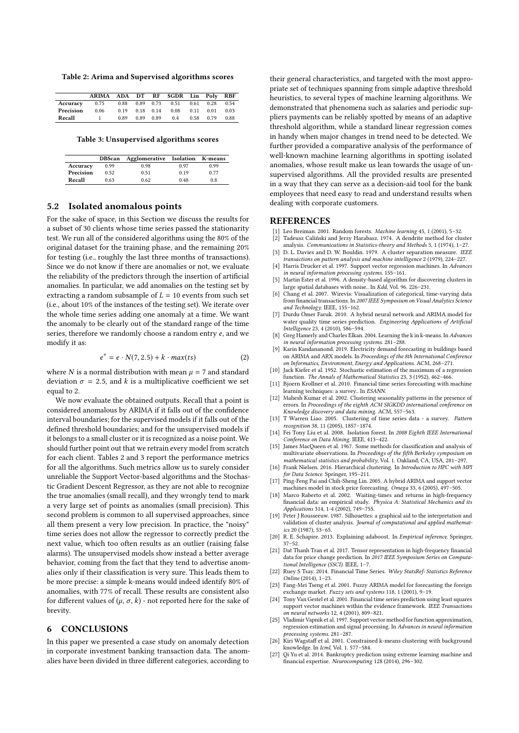**Table 2: Arima and Supervised algorithms scores**

| | ARIMA | ADA | DT | RF | SGDR | Lin | Poly | RBF |
|---|---|---|---|---|---|---|---|---|
| **Accuracy** | 0.75 | 0.88 | 0.89 | 0.73 | 0.51 | 0.61 | 0.28 | 0.54 |
| **Precision** | 0.06 | 0.19 | 0.18 | 0.14 | 0.08 | 0.11 | 0.01 | 0.03 |
| **Recall** | 1 | 0.89 | 0.89 | 0.89 | 0.4 | 0.58 | 0.79 | 0.88 |

**Table 3: Unsupervised algorithms scores**

| | DBScan | Agglomerative | Isolation | K-means |
|---|---|---|---|---|
| **Accuracy** | 0.99 | 0.98 | 0.97 | 0.99 |
| **Precision** | 0.52 | 0.51 | 0.19 | 0.77 |
| **Recall** | 0.63 | 0.62 | 0.48 | 0.8 |

### 5.2 Isolated anomalous points

For the sake of space, in this Section we discuss the results for a subset of 30 clients whose time series passed the stationarity test. We run all of the considered algorithms using the 80% of the original dataset for the training phase, and the remaining 20% for testing (i.e., roughly the last three months of transactions). Since we do not know if there are anomalies or not, we evaluate the reliability of the predictors through the insertion of artificial anomalies. In particular, we add anomalies on the testing set by extracting a random subsample of $L = 10$ events from such set (i.e., about 10% of the instances of the testing set). We iterate over the whole time series adding one anomaly at a time. We want the anomaly to be clearly out of the standard range of the time series, therefore we randomly choose a random entry $e$, and we modify it as:

$$e^* = e \cdot N(7, 2.5) + k \cdot max(ts) \tag{2}$$

where $N$ is a normal distribution with mean $\mu = 7$ and standard deviation $\sigma = 2.5$, and $k$ is a multiplicative coefficient we set equal to 2.

We now evaluate the obtained outputs. Recall that a point is considered anomalous by ARIMA if it falls out of the confidence interval boundaries; for the supervised models if it falls out of the defined threshold boundaries; and for the unsupervised models if it belongs to a small cluster or it is recognized as a noise point. We should further point out that we retrain every model from scratch for each client. Tables 2 and 3 report the performance metrics for all the algorithms. Such metrics allow us to surely consider unreliable the Support Vector-based algorithms and the Stochastic Gradient Descent Regressor, as they are not able to recognize the true anomalies (small recall), and they wrongly tend to mark a very large set of points as anomalies (small precision). This second problem is common to all supervised approaches, since all them present a very low precision. In practice, the "noisy" time series does not allow the regressor to correctly predict the next value, which too often results as an outlier (raising false alarms). The unsupervised models show instead a better average behavior, coming from the fact that they tend to advertise anomalies only if their classification is very sure. This leads them to be more precise: a simple k-means would indeed identify 80% of anomalies, with 77% of recall. These results are consistent also for different values of $(\mu, \sigma, k)$ - not reported here for the sake of brevity.

## 6 CONCLUSIONS

In this paper we presented a case study on anomaly detection in corporate investment banking transaction data. The anomalies have been divided in three different categories, according to their general characteristics, and targeted with the most appropriate set of techniques spanning from simple adaptive threshold heuristics, to several types of machine learning algorithms. We demonstrated that phenomena such as salaries and periodic suppliers payments can be reliably spotted by means of an adaptive threshold algorithm, while a standard linear regression comes in handy when major changes in trend need to be detected. We further provided a comparative analysis of the performance of well-known machine learning algorithms in spotting isolated anomalies, whose result make us lean towards the usage of unsupervised algorithms. All the provided results are presented in a way that they can serve as a decision-aid tool for the bank employees that need easy to read and understand results when dealing with corporate customers.

## REFERENCES

- [1] Leo Breiman. 2001. Random forests. *Machine learning* 45, 1 (2001), 5–32.
- [2] Tadeusz Caliński and Jerzy Harabasz. 1974. A dendrite method for cluster analysis. *Communications in Statistics-theory and Methods* 3, 1 (1974), 1–27.
- [3] D. L. Davies and D. W. Bouldin. 1979. A cluster separation measure. *IEEE transactions on pattern analysis and machine intelligence* 2 (1979), 224–227.
- [4] Harris Drucker et al. 1997. Support vector regression machines. In *Advances in neural information processing systems*. 155–161.
- [5] Martin Ester et al. 1996. A density-based algorithm for discovering clusters in large spatial databases with noise.. In *Kdd*, Vol. 96. 226–231.
- [6] Chang et al. 2007. Wirevis: Visualization of categorical, time-varying data from financial transactions. In *2007 IEEE Symposium on Visual Analytics Science and Technology*. IEEE, 155–162.
- [7] Durdu Ömer Faruk. 2010. A hybrid neural network and ARIMA model for water quality time series prediction. *Engineering Applications of Artificial Intelligence* 23, 4 (2010), 586–594.
- [8] Greg Hamerly and Charles Elkan. 2004. Learning the k in k-means. In *Advances in neural information processing systems*. 281–288.
- [9] Karin Kandananond. 2019. Electricity demand forecasting in buildings based on ARIMA and ARX models. In *Proceedings of the 8th International Conference on Informatics, Environment, Energy and Applications*. ACM, 268–271.
- [10] Jack Kiefer et al. 1952. Stochastic estimation of the maximum of a regression function. *The Annals of Mathematical Statistics* 23, 3 (1952), 462–466.
- [11] Bjoern Krollner et al. 2010. Financial time series forecasting with machine learning techniques: a survey.. In *ESANN*.
- [12] Mahesh Kumar et al. 2002. Clustering seasonality patterns in the presence of errors. In *Proceedings of the eighth ACM SIGKDD international conference on Knowledge discovery and data mining*. ACM, 557–563.
- [13] T Warren Liao. 2005. Clustering of time series data - a survey. *Pattern recognition* 38, 11 (2005), 1857–1874.
- [14] Fei Tony Liu et al. 2008. Isolation forest. In *2008 Eighth IEEE International Conference on Data Mining*. IEEE, 413–422.
- [15] James MacQueen et al. 1967. Some methods for classification and analysis of multivariate observations. In *Proceedings of the fifth Berkeley symposium on mathematical statistics and probability*, Vol. 1. Oakland, CA, USA, 281–297.
- [16] Frank Nielsen. 2016. Hierarchical clustering. In *Introduction to HPC with MPI for Data Science*. Springer, 195–211.
- [17] Ping-Feng Pai and Chih-Sheng Lin. 2005. A hybrid ARIMA and support vector machines model in stock price forecasting. *Omega* 33, 6 (2005), 497–505.
- [18] Marco Raberto et al. 2002. Waiting-times and returns in high-frequency financial data: an empirical study. *Physica A: Statistical Mechanics and its Applications* 314, 1-4 (2002), 749–755.
- [19] Peter J Rousseeuw. 1987. Silhouettes: a graphical aid to the interpretation and validation of cluster analysis. *Journal of computational and applied mathematics* 20 (1987), 53–65.
- [20] R. E. Schapire. 2013. Explaining adaboost. In *Empirical inference*. Springer, 37–52.
- [21] Dat Thanh Tran et al. 2017. Tensor representation in high-frequency financial data for price change prediction. In *2017 IEEE Symposium Series on Computational Intelligence (SSCI)*. IEEE, 1–7.
- [22] Ruey S Tsay. 2014. Financial Time Series. *Wiley StatsRef: Statistics Reference Online* (2014), 1–23.
- [23] Fang-Mei Tseng et al. 2001. Fuzzy ARIMA model for forecasting the foreign exchange market. *Fuzzy sets and systems* 118, 1 (2001), 9–19.
- [24] Tony Van Gestel et al. 2001. Financial time series prediction using least squares support vector machines within the evidence framework. *IEEE Transactions on neural networks* 12, 4 (2001), 809–821.
- [25] Vladimir Vapnik et al. 1997. Support vector method for function approximation, regression estimation and signal processing. In *Advances in neural information processing systems*. 281–287.
- [26] Kiri Wagstaff et al. 2001. Constrained k-means clustering with background knowledge. In *Icml*, Vol. 1. 577–584.
- [27] Qi Yu et al. 2014. Bankruptcy prediction using extreme learning machine and financial expertise. *Neurocomputing* 128 (2014), 296–302.